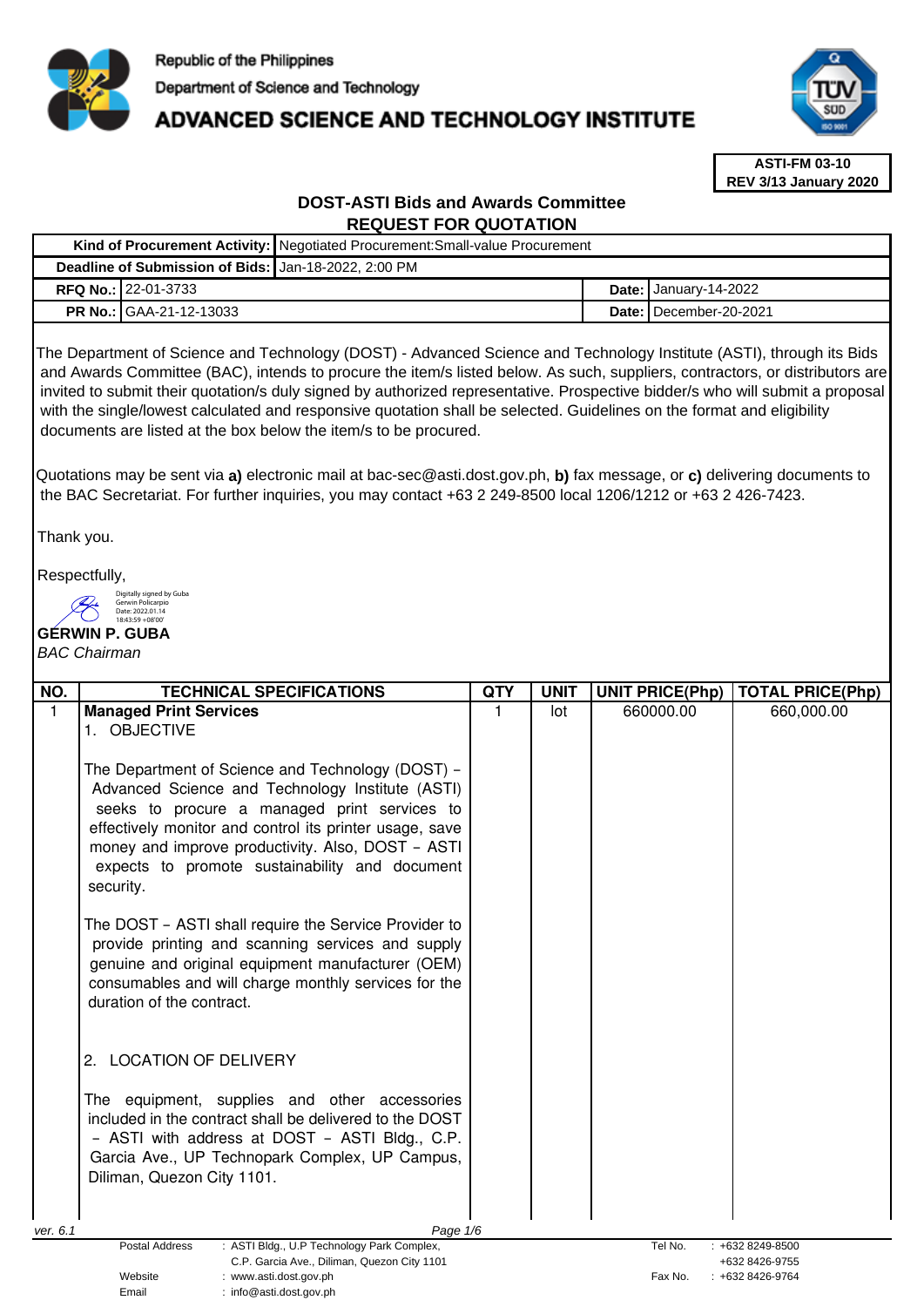Republic of the Philippines
Department of Science and Technology
# ADVANCED SCIENCE AND TECHNOLOGY INSTITUTE

**ASTI-FM 03-10**
**REV 3/13 January 2020**

## DOST-ASTI Bids and Awards Committee
## REQUEST FOR QUOTATION

| | | | |
|---|---|---|---|
| **Kind of Procurement Activity:** | Negotiated Procurement:Small-value Procurement | | |
| **Deadline of Submission of Bids:** | Jan-18-2022, 2:00 PM | | |
| **RFQ No.:** | 22-01-3733 | **Date:** | January-14-2022 |
| **PR No.:** | GAA-21-12-13033 | **Date:** | December-20-2021 |

The Department of Science and Technology (DOST) - Advanced Science and Technology Institute (ASTI), through its Bids and Awards Committee (BAC), intends to procure the item/s listed below. As such, suppliers, contractors, or distributors are invited to submit their quotation/s duly signed by authorized representative. Prospective bidder/s who will submit a proposal with the single/lowest calculated and responsive quotation shall be selected. Guidelines on the format and eligibility documents are listed at the box below the item/s to be procured.

Quotations may be sent via **a)** electronic mail at bac-sec@asti.dost.gov.ph, **b)** fax message, or **c)** delivering documents to the BAC Secretariat. For further inquiries, you may contact +63 2 249-8500 local 1206/1212 or +63 2 426-7423.

Thank you.

Respectfully,

Digitally signed by Guba Gerwin Policarpio
Date: 2022.01.14 18:43:59 +08'00'

**GERWIN P. GUBA**
*BAC Chairman*

| NO. | TECHNICAL SPECIFICATIONS | QTY | UNIT | UNIT PRICE(Php) | TOTAL PRICE(Php) |
|---|---|---|---|---|---|
| 1 | **Managed Print Services**<br>1. OBJECTIVE<br><br>The Department of Science and Technology (DOST) – Advanced Science and Technology Institute (ASTI) seeks to procure a managed print services to effectively monitor and control its printer usage, save money and improve productivity. Also, DOST – ASTI expects to promote sustainability and document security.<br><br>The DOST – ASTI shall require the Service Provider to provide printing and scanning services and supply genuine and original equipment manufacturer (OEM) consumables and will charge monthly services for the duration of the contract.<br><br>2. LOCATION OF DELIVERY<br><br>The equipment, supplies and other accessories included in the contract shall be delivered to the DOST – ASTI with address at DOST – ASTI Bldg., C.P. Garcia Ave., UP Technopark Complex, UP Campus, Diliman, Quezon City 1101. | 1 | lot | 660000.00 | 660,000.00 |

ver. 6.1

| | | | |
|---|---|---|---|
| Postal Address | : ASTI Bldg., U.P Technology Park Complex, C.P. Garcia Ave., Diliman, Quezon City 1101 | Tel No. | : +632 8249-8500<br>+632 8426-9755 |
| Website | : www.asti.dost.gov.ph | Fax No. | : +632 8426-9764 |
| Email | : info@asti.dost.gov.ph | | |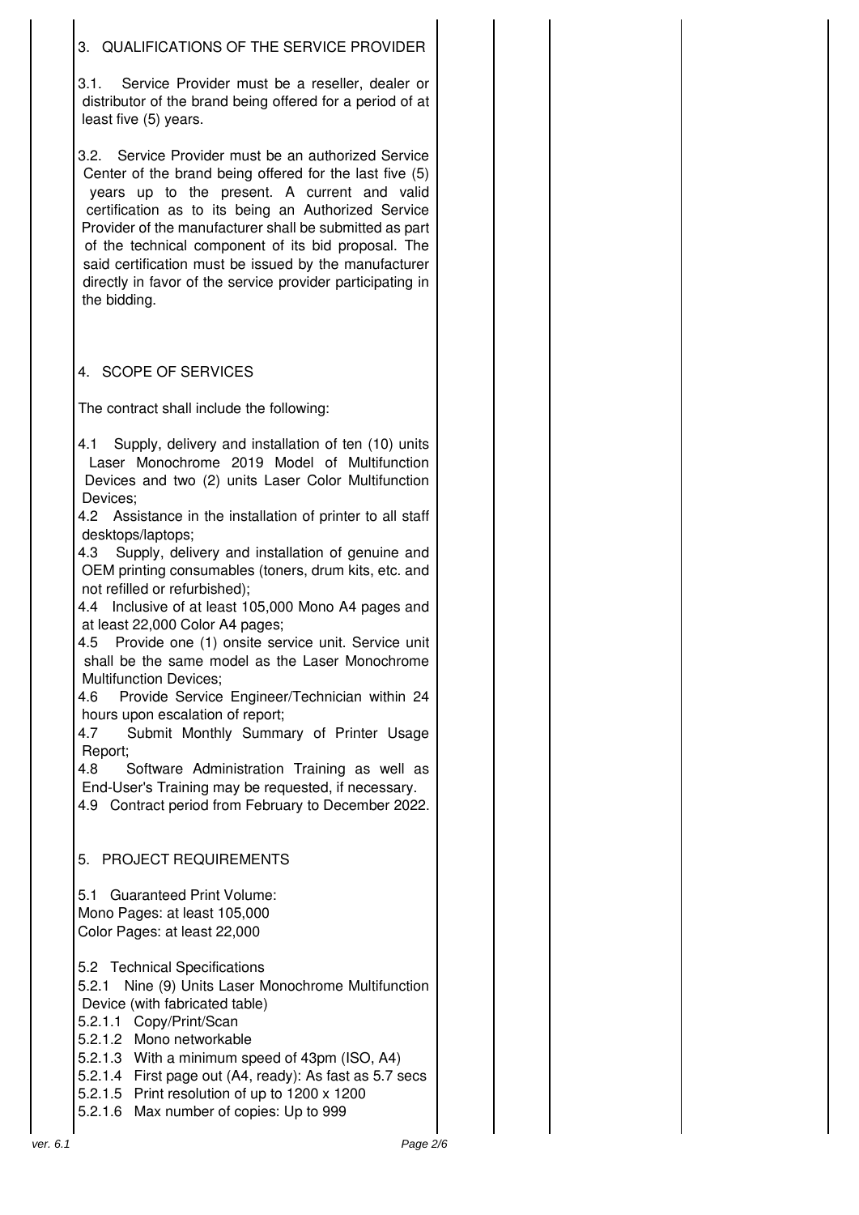## 3. QUALIFICATIONS OF THE SERVICE PROVIDER

3.1. Service Provider must be a reseller, dealer or distributor of the brand being offered for a period of at least five (5) years.

3.2. Service Provider must be an authorized Service Center of the brand being offered for the last five (5) years up to the present. A current and valid certification as to its being an Authorized Service Provider of the manufacturer shall be submitted as part of the technical component of its bid proposal. The said certification must be issued by the manufacturer directly in favor of the service provider participating in the bidding.

## 4. SCOPE OF SERVICES

The contract shall include the following:

4.1 Supply, delivery and installation of ten (10) units Laser Monochrome 2019 Model of Multifunction Devices and two (2) units Laser Color Multifunction Devices;

4.2 Assistance in the installation of printer to all staff desktops/laptops;

4.3 Supply, delivery and installation of genuine and OEM printing consumables (toners, drum kits, etc. and not refilled or refurbished);

4.4 Inclusive of at least 105,000 Mono A4 pages and at least 22,000 Color A4 pages;

4.5 Provide one (1) onsite service unit. Service unit shall be the same model as the Laser Monochrome Multifunction Devices;

4.6 Provide Service Engineer/Technician within 24 hours upon escalation of report;

4.7 Submit Monthly Summary of Printer Usage Report;

4.8 Software Administration Training as well as End-User's Training may be requested, if necessary.

4.9 Contract period from February to December 2022.

## 5. PROJECT REQUIREMENTS

5.1 Guaranteed Print Volume:
Mono Pages: at least 105,000
Color Pages: at least 22,000

5.2 Technical Specifications

5.2.1 Nine (9) Units Laser Monochrome Multifunction Device (with fabricated table)

5.2.1.1 Copy/Print/Scan
5.2.1.2 Mono networkable
5.2.1.3 With a minimum speed of 43pm (ISO, A4)
5.2.1.4 First page out (A4, ready): As fast as 5.7 secs
5.2.1.5 Print resolution of up to 1200 x 1200
5.2.1.6 Max number of copies: Up to 999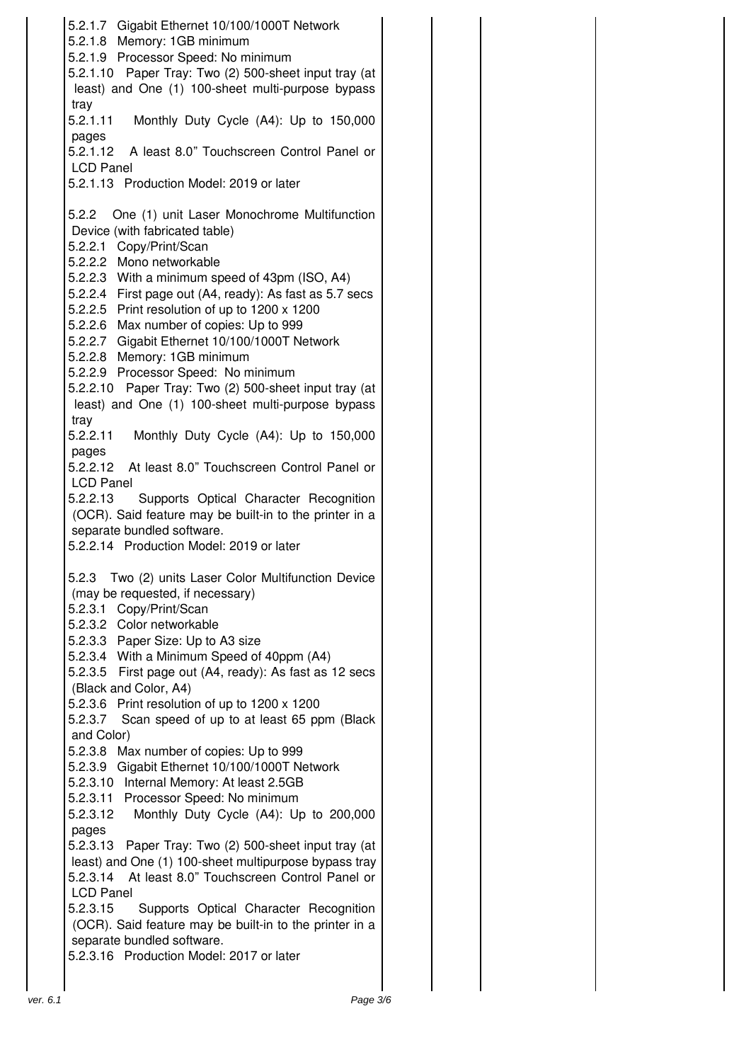|  |  |  |  |  |
|---|---|---|---|---|
| 5.2.1.7 Gigabit Ethernet 10/100/1000T Network<br>5.2.1.8 Memory: 1GB minimum<br>5.2.1.9 Processor Speed: No minimum<br>5.2.1.10 Paper Tray: Two (2) 500-sheet input tray (at least) and One (1) 100-sheet multi-purpose bypass tray<br>5.2.1.11 Monthly Duty Cycle (A4): Up to 150,000 pages<br>5.2.1.12 A least 8.0" Touchscreen Control Panel or LCD Panel<br>5.2.1.13 Production Model: 2019 or later<br><br>5.2.2 One (1) unit Laser Monochrome Multifunction Device (with fabricated table)<br>5.2.2.1 Copy/Print/Scan<br>5.2.2.2 Mono networkable<br>5.2.2.3 With a minimum speed of 43pm (ISO, A4)<br>5.2.2.4 First page out (A4, ready): As fast as 5.7 secs<br>5.2.2.5 Print resolution of up to 1200 x 1200<br>5.2.2.6 Max number of copies: Up to 999<br>5.2.2.7 Gigabit Ethernet 10/100/1000T Network<br>5.2.2.8 Memory: 1GB minimum<br>5.2.2.9 Processor Speed: No minimum<br>5.2.2.10 Paper Tray: Two (2) 500-sheet input tray (at least) and One (1) 100-sheet multi-purpose bypass tray<br>5.2.2.11 Monthly Duty Cycle (A4): Up to 150,000 pages<br>5.2.2.12 At least 8.0" Touchscreen Control Panel or LCD Panel<br>5.2.2.13 Supports Optical Character Recognition (OCR). Said feature may be built-in to the printer in a separate bundled software.<br>5.2.2.14 Production Model: 2019 or later<br><br>5.2.3 Two (2) units Laser Color Multifunction Device (may be requested, if necessary)<br>5.2.3.1 Copy/Print/Scan<br>5.2.3.2 Color networkable<br>5.2.3.3 Paper Size: Up to A3 size<br>5.2.3.4 With a Minimum Speed of 40ppm (A4)<br>5.2.3.5 First page out (A4, ready): As fast as 12 secs (Black and Color, A4)<br>5.2.3.6 Print resolution of up to 1200 x 1200<br>5.2.3.7 Scan speed of up to at least 65 ppm (Black and Color)<br>5.2.3.8 Max number of copies: Up to 999<br>5.2.3.9 Gigabit Ethernet 10/100/1000T Network<br>5.2.3.10 Internal Memory: At least 2.5GB<br>5.2.3.11 Processor Speed: No minimum<br>5.2.3.12 Monthly Duty Cycle (A4): Up to 200,000 pages<br>5.2.3.13 Paper Tray: Two (2) 500-sheet input tray (at least) and One (1) 100-sheet multipurpose bypass tray<br>5.2.3.14 At least 8.0" Touchscreen Control Panel or LCD Panel<br>5.2.3.15 Supports Optical Character Recognition (OCR). Said feature may be built-in to the printer in a separate bundled software.<br>5.2.3.16 Production Model: 2017 or later |  |  |  |  |

ver. 6.1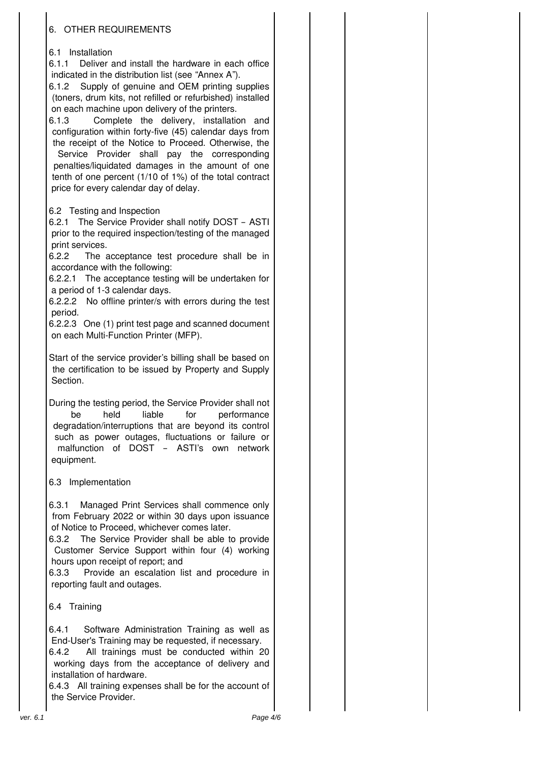## 6. OTHER REQUIREMENTS

### 6.1 Installation

6.1.1 Deliver and install the hardware in each office indicated in the distribution list (see "Annex A").

6.1.2 Supply of genuine and OEM printing supplies (toners, drum kits, not refilled or refurbished) installed on each machine upon delivery of the printers.

6.1.3 Complete the delivery, installation and configuration within forty-five (45) calendar days from the receipt of the Notice to Proceed. Otherwise, the Service Provider shall pay the corresponding penalties/liquidated damages in the amount of one tenth of one percent (1/10 of 1%) of the total contract price for every calendar day of delay.

### 6.2 Testing and Inspection

6.2.1 The Service Provider shall notify DOST – ASTI prior to the required inspection/testing of the managed print services.

6.2.2 The acceptance test procedure shall be in accordance with the following:

6.2.2.1 The acceptance testing will be undertaken for a period of 1-3 calendar days.

6.2.2.2 No offline printer/s with errors during the test period.

6.2.2.3 One (1) print test page and scanned document on each Multi-Function Printer (MFP).

Start of the service provider's billing shall be based on the certification to be issued by Property and Supply Section.

During the testing period, the Service Provider shall not be held liable for performance degradation/interruptions that are beyond its control such as power outages, fluctuations or failure or malfunction of DOST – ASTI's own network equipment.

### 6.3 Implementation

6.3.1 Managed Print Services shall commence only from February 2022 or within 30 days upon issuance of Notice to Proceed, whichever comes later.

6.3.2 The Service Provider shall be able to provide Customer Service Support within four (4) working hours upon receipt of report; and

6.3.3 Provide an escalation list and procedure in reporting fault and outages.

### 6.4 Training

6.4.1 Software Administration Training as well as End-User's Training may be requested, if necessary.

6.4.2 All trainings must be conducted within 20 working days from the acceptance of delivery and installation of hardware.

6.4.3 All training expenses shall be for the account of the Service Provider.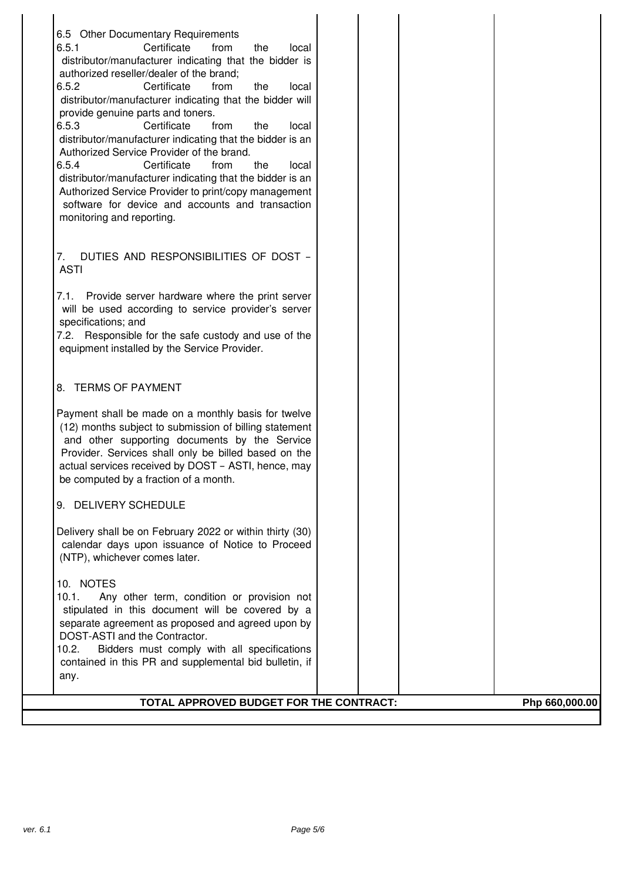| | | | | |
|---|---|---|---|---|
| 6.5 Other Documentary Requirements<br>6.5.1 Certificate from the local distributor/manufacturer indicating that the bidder is authorized reseller/dealer of the brand;<br>6.5.2 Certificate from the local distributor/manufacturer indicating that the bidder will provide genuine parts and toners.<br>6.5.3 Certificate from the local distributor/manufacturer indicating that the bidder is an Authorized Service Provider of the brand.<br>6.5.4 Certificate from the local distributor/manufacturer indicating that the bidder is an Authorized Service Provider to print/copy management software for device and accounts and transaction monitoring and reporting.<br><br>7. DUTIES AND RESPONSIBILITIES OF DOST – ASTI<br><br>7.1. Provide server hardware where the print server will be used according to service provider's server specifications; and<br>7.2. Responsible for the safe custody and use of the equipment installed by the Service Provider.<br><br>8. TERMS OF PAYMENT<br><br>Payment shall be made on a monthly basis for twelve (12) months subject to submission of billing statement and other supporting documents by the Service Provider. Services shall only be billed based on the actual services received by DOST – ASTI, hence, may be computed by a fraction of a month.<br><br>9. DELIVERY SCHEDULE<br><br>Delivery shall be on February 2022 or within thirty (30) calendar days upon issuance of Notice to Proceed (NTP), whichever comes later.<br><br>10. NOTES<br>10.1. Any other term, condition or provision not stipulated in this document will be covered by a separate agreement as proposed and agreed upon by DOST-ASTI and the Contractor.<br>10.2. Bidders must comply with all specifications contained in this PR and supplemental bid bulletin, if any. | | | | |
| **TOTAL APPROVED BUDGET FOR THE CONTRACT:** | | | | **Php 660,000.00** |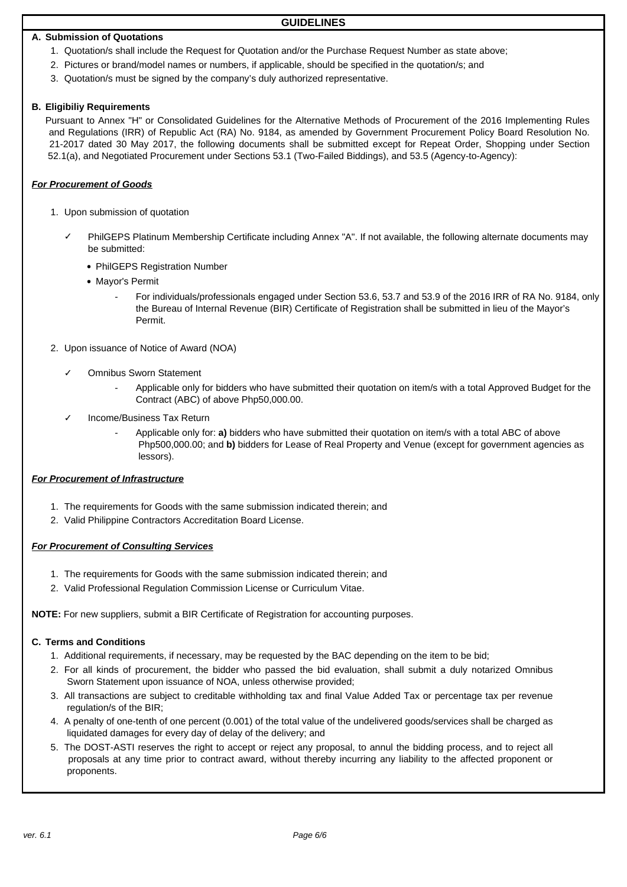## GUIDELINES

### A. Submission of Quotations

1. Quotation/s shall include the Request for Quotation and/or the Purchase Request Number as state above;
2. Pictures or brand/model names or numbers, if applicable, should be specified in the quotation/s; and
3. Quotation/s must be signed by the company's duly authorized representative.

### B. Eligibiliy Requirements

Pursuant to Annex "H" or Consolidated Guidelines for the Alternative Methods of Procurement of the 2016 Implementing Rules and Regulations (IRR) of Republic Act (RA) No. 9184, as amended by Government Procurement Policy Board Resolution No. 21-2017 dated 30 May 2017, the following documents shall be submitted except for Repeat Order, Shopping under Section 52.1(a), and Negotiated Procurement under Sections 53.1 (Two-Failed Biddings), and 53.5 (Agency-to-Agency):

***For Procurement of Goods***

1. Upon submission of quotation
   - ✓ PhilGEPS Platinum Membership Certificate including Annex "A". If not available, the following alternate documents may be submitted:
     - PhilGEPS Registration Number
     - Mayor's Permit
       - For individuals/professionals engaged under Section 53.6, 53.7 and 53.9 of the 2016 IRR of RA No. 9184, only the Bureau of Internal Revenue (BIR) Certificate of Registration shall be submitted in lieu of the Mayor's Permit.
2. Upon issuance of Notice of Award (NOA)
   - ✓ Omnibus Sworn Statement
     - Applicable only for bidders who have submitted their quotation on item/s with a total Approved Budget for the Contract (ABC) of above Php50,000.00.
   - ✓ Income/Business Tax Return
     - Applicable only for: **a)** bidders who have submitted their quotation on item/s with a total ABC of above Php500,000.00; and **b)** bidders for Lease of Real Property and Venue (except for government agencies as lessors).

***For Procurement of Infrastructure***

1. The requirements for Goods with the same submission indicated therein; and
2. Valid Philippine Contractors Accreditation Board License.

***For Procurement of Consulting Services***

1. The requirements for Goods with the same submission indicated therein; and
2. Valid Professional Regulation Commission License or Curriculum Vitae.

**NOTE:** For new suppliers, submit a BIR Certificate of Registration for accounting purposes.

### C. Terms and Conditions

1. Additional requirements, if necessary, may be requested by the BAC depending on the item to be bid;
2. For all kinds of procurement, the bidder who passed the bid evaluation, shall submit a duly notarized Omnibus Sworn Statement upon issuance of NOA, unless otherwise provided;
3. All transactions are subject to creditable withholding tax and final Value Added Tax or percentage tax per revenue regulation/s of the BIR;
4. A penalty of one-tenth of one percent (0.001) of the total value of the undelivered goods/services shall be charged as liquidated damages for every day of delay of the delivery; and
5. The DOST-ASTI reserves the right to accept or reject any proposal, to annul the bidding process, and to reject all proposals at any time prior to contract award, without thereby incurring any liability to the affected proponent or proponents.

ver. 6.1